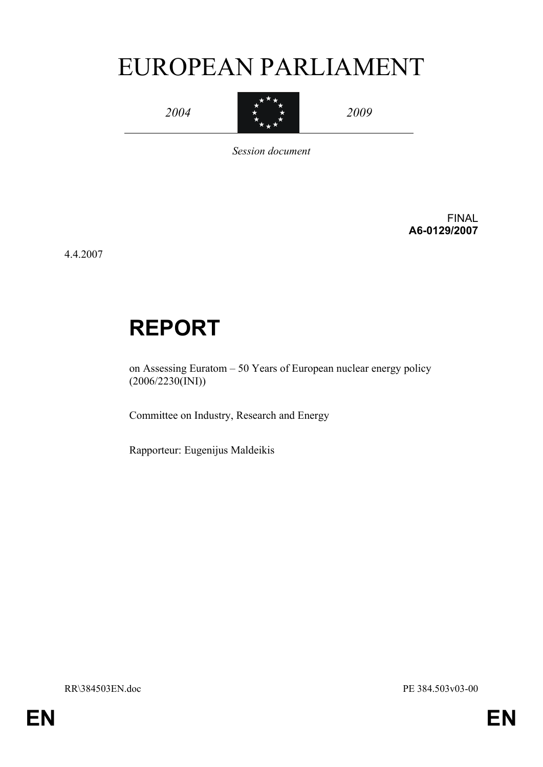# EUROPEAN PARLIAMENT

*2004* *2009*

*Session document*

FINAL
**A6-0129/2007**

4.4.2007

# REPORT

on Assessing Euratom – 50 Years of European nuclear energy policy (2006/2230(INI))

Committee on Industry, Research and Energy

Rapporteur: Eugenijus Maldeikis

RR\384503EN.doc PE 384.503v03-00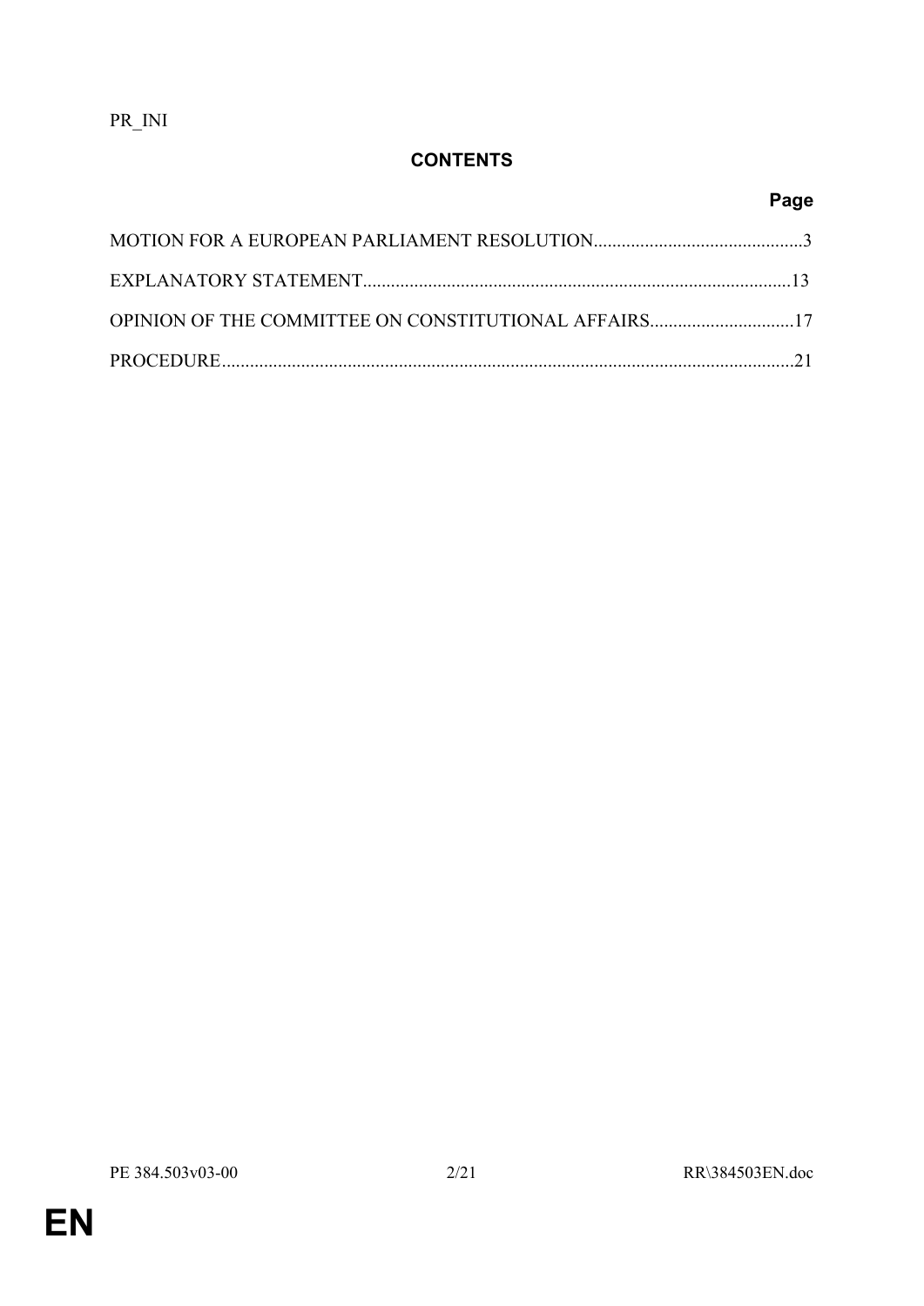PR_INI

## CONTENTS

| | Page |
|---|---|
| MOTION FOR A EUROPEAN PARLIAMENT RESOLUTION | 3 |
| EXPLANATORY STATEMENT | 13 |
| OPINION OF THE COMMITTEE ON CONSTITUTIONAL AFFAIRS | 17 |
| PROCEDURE | 21 |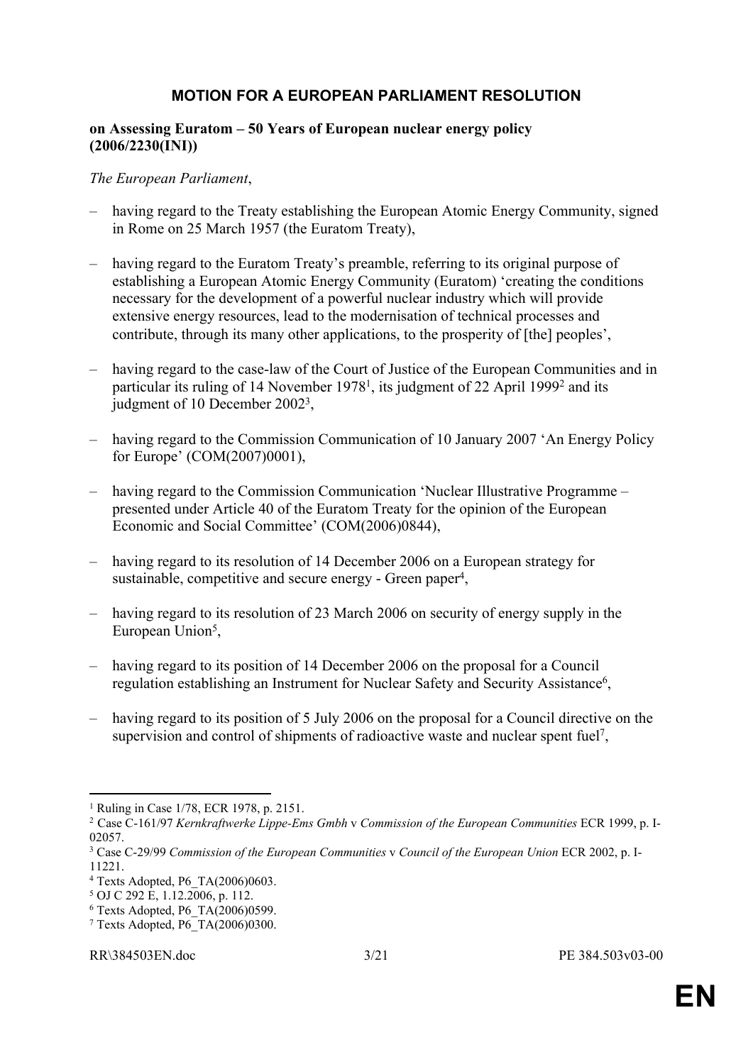# MOTION FOR A EUROPEAN PARLIAMENT RESOLUTION

**on Assessing Euratom – 50 Years of European nuclear energy policy (2006/2230(INI))**

*The European Parliament*,

– having regard to the Treaty establishing the European Atomic Energy Community, signed in Rome on 25 March 1957 (the Euratom Treaty),

– having regard to the Euratom Treaty's preamble, referring to its original purpose of establishing a European Atomic Energy Community (Euratom) 'creating the conditions necessary for the development of a powerful nuclear industry which will provide extensive energy resources, lead to the modernisation of technical processes and contribute, through its many other applications, to the prosperity of [the] peoples',

– having regard to the case-law of the Court of Justice of the European Communities and in particular its ruling of 14 November 1978[1], its judgment of 22 April 1999[2] and its judgment of 10 December 2002[3],

– having regard to the Commission Communication of 10 January 2007 'An Energy Policy for Europe' (COM(2007)0001),

– having regard to the Commission Communication 'Nuclear Illustrative Programme – presented under Article 40 of the Euratom Treaty for the opinion of the European Economic and Social Committee' (COM(2006)0844),

– having regard to its resolution of 14 December 2006 on a European strategy for sustainable, competitive and secure energy - Green paper[4],

– having regard to its resolution of 23 March 2006 on security of energy supply in the European Union[5],

– having regard to its position of 14 December 2006 on the proposal for a Council regulation establishing an Instrument for Nuclear Safety and Security Assistance[6],

– having regard to its position of 5 July 2006 on the proposal for a Council directive on the supervision and control of shipments of radioactive waste and nuclear spent fuel[7],

---

[1] Ruling in Case 1/78, ECR 1978, p. 2151.

[2] Case C-161/97 *Kernkraftwerke Lippe-Ems Gmbh* v *Commission of the European Communities* ECR 1999, p. I-02057.

[3] Case C-29/99 *Commission of the European Communities* v *Council of the European Union* ECR 2002, p. I-11221.

[4] Texts Adopted, P6_TA(2006)0603.

[5] OJ C 292 E, 1.12.2006, p. 112.

[6] Texts Adopted, P6_TA(2006)0599.

[7] Texts Adopted, P6_TA(2006)0300.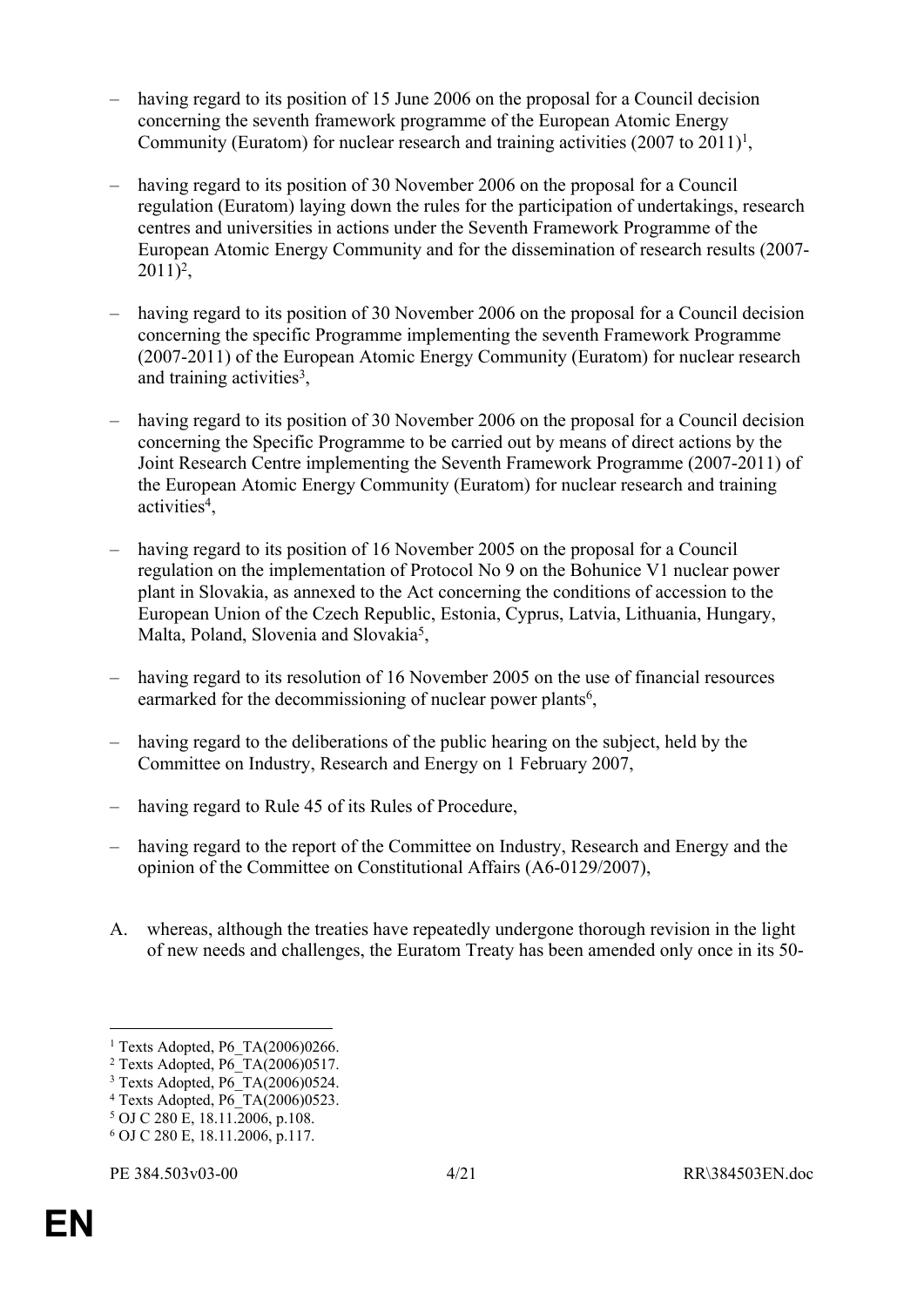– having regard to its position of 15 June 2006 on the proposal for a Council decision concerning the seventh framework programme of the European Atomic Energy Community (Euratom) for nuclear research and training activities (2007 to 2011)[1],

– having regard to its position of 30 November 2006 on the proposal for a Council regulation (Euratom) laying down the rules for the participation of undertakings, research centres and universities in actions under the Seventh Framework Programme of the European Atomic Energy Community and for the dissemination of research results (2007-2011)[2],

– having regard to its position of 30 November 2006 on the proposal for a Council decision concerning the specific Programme implementing the seventh Framework Programme (2007-2011) of the European Atomic Energy Community (Euratom) for nuclear research and training activities[3],

– having regard to its position of 30 November 2006 on the proposal for a Council decision concerning the Specific Programme to be carried out by means of direct actions by the Joint Research Centre implementing the Seventh Framework Programme (2007-2011) of the European Atomic Energy Community (Euratom) for nuclear research and training activities[4],

– having regard to its position of 16 November 2005 on the proposal for a Council regulation on the implementation of Protocol No 9 on the Bohunice V1 nuclear power plant in Slovakia, as annexed to the Act concerning the conditions of accession to the European Union of the Czech Republic, Estonia, Cyprus, Latvia, Lithuania, Hungary, Malta, Poland, Slovenia and Slovakia[5],

– having regard to its resolution of 16 November 2005 on the use of financial resources earmarked for the decommissioning of nuclear power plants[6],

– having regard to the deliberations of the public hearing on the subject, held by the Committee on Industry, Research and Energy on 1 February 2007,

– having regard to Rule 45 of its Rules of Procedure,

– having regard to the report of the Committee on Industry, Research and Energy and the opinion of the Committee on Constitutional Affairs (A6-0129/2007),

A. whereas, although the treaties have repeatedly undergone thorough revision in the light of new needs and challenges, the Euratom Treaty has been amended only once in its 50-

---

[1] Texts Adopted, P6_TA(2006)0266.
[2] Texts Adopted, P6_TA(2006)0517.
[3] Texts Adopted, P6_TA(2006)0524.
[4] Texts Adopted, P6_TA(2006)0523.
[5] OJ C 280 E, 18.11.2006, p.108.
[6] OJ C 280 E, 18.11.2006, p.117.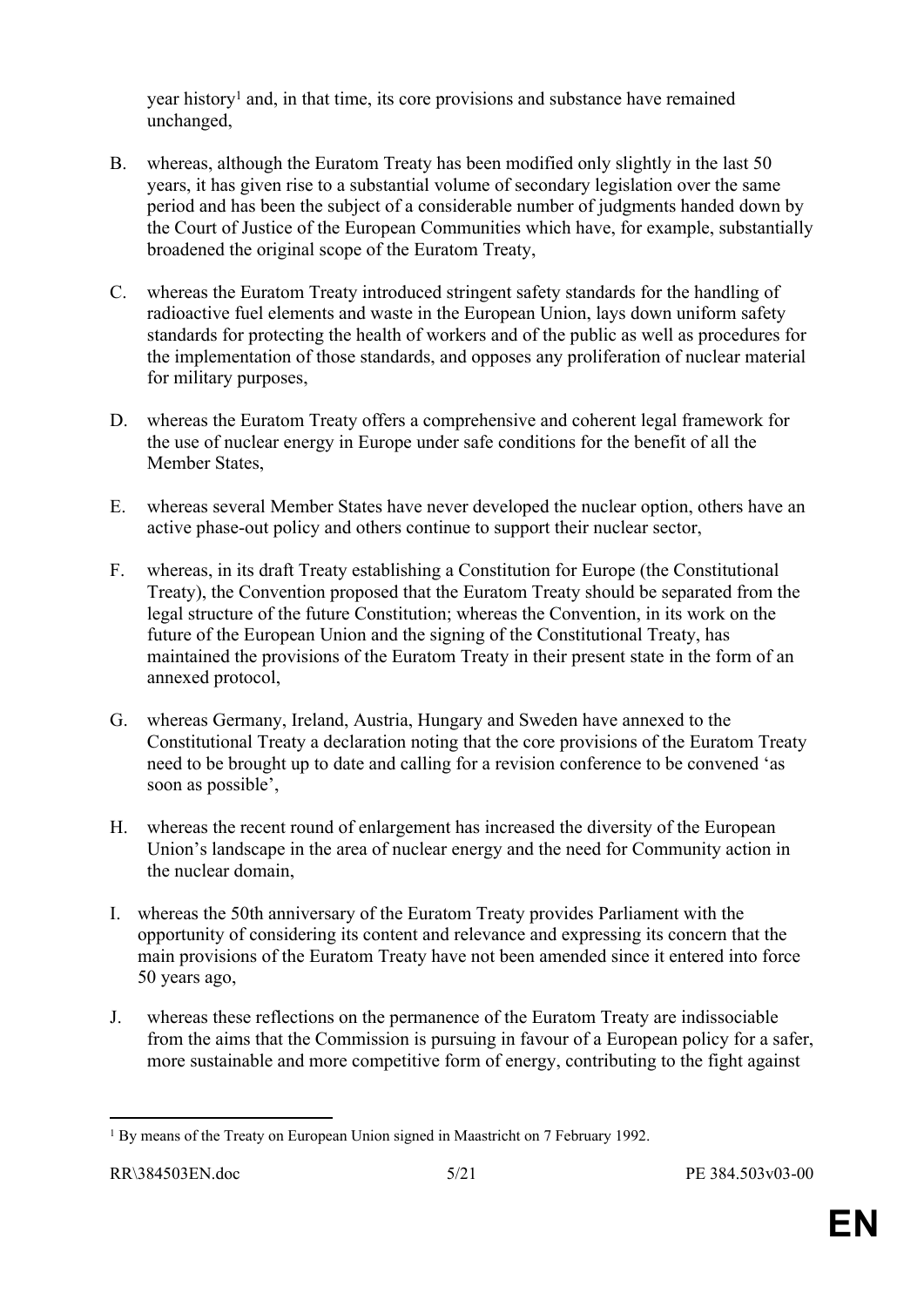year history[1] and, in that time, its core provisions and substance have remained unchanged,

B. whereas, although the Euratom Treaty has been modified only slightly in the last 50 years, it has given rise to a substantial volume of secondary legislation over the same period and has been the subject of a considerable number of judgments handed down by the Court of Justice of the European Communities which have, for example, substantially broadened the original scope of the Euratom Treaty,

C. whereas the Euratom Treaty introduced stringent safety standards for the handling of radioactive fuel elements and waste in the European Union, lays down uniform safety standards for protecting the health of workers and of the public as well as procedures for the implementation of those standards, and opposes any proliferation of nuclear material for military purposes,

D. whereas the Euratom Treaty offers a comprehensive and coherent legal framework for the use of nuclear energy in Europe under safe conditions for the benefit of all the Member States,

E. whereas several Member States have never developed the nuclear option, others have an active phase-out policy and others continue to support their nuclear sector,

F. whereas, in its draft Treaty establishing a Constitution for Europe (the Constitutional Treaty), the Convention proposed that the Euratom Treaty should be separated from the legal structure of the future Constitution; whereas the Convention, in its work on the future of the European Union and the signing of the Constitutional Treaty, has maintained the provisions of the Euratom Treaty in their present state in the form of an annexed protocol,

G. whereas Germany, Ireland, Austria, Hungary and Sweden have annexed to the Constitutional Treaty a declaration noting that the core provisions of the Euratom Treaty need to be brought up to date and calling for a revision conference to be convened 'as soon as possible',

H. whereas the recent round of enlargement has increased the diversity of the European Union's landscape in the area of nuclear energy and the need for Community action in the nuclear domain,

I. whereas the 50th anniversary of the Euratom Treaty provides Parliament with the opportunity of considering its content and relevance and expressing its concern that the main provisions of the Euratom Treaty have not been amended since it entered into force 50 years ago,

J. whereas these reflections on the permanence of the Euratom Treaty are indissociable from the aims that the Commission is pursuing in favour of a European policy for a safer, more sustainable and more competitive form of energy, contributing to the fight against

---

[1] By means of the Treaty on European Union signed in Maastricht on 7 February 1992.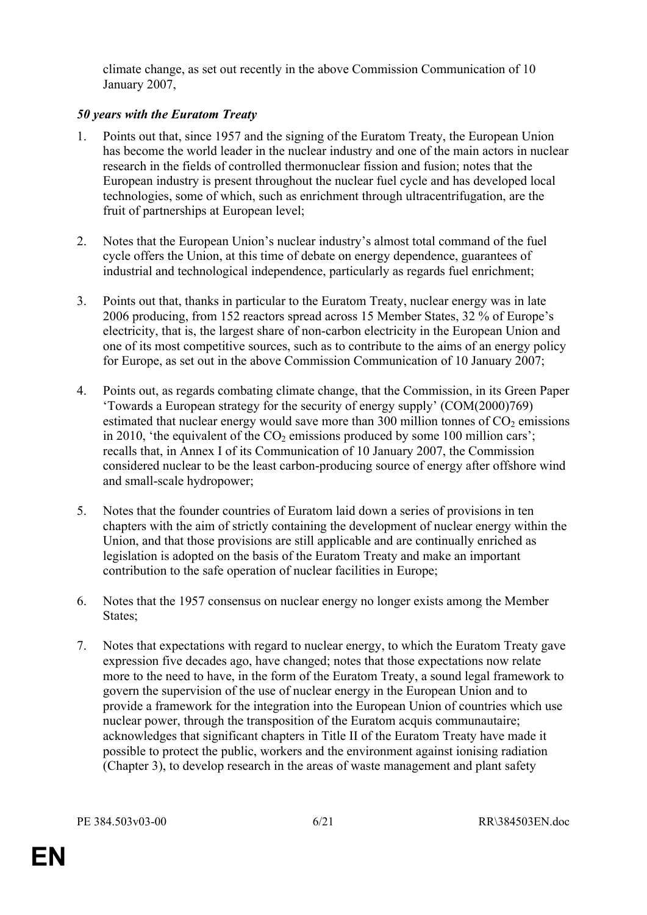climate change, as set out recently in the above Commission Communication of 10 January 2007,

***50 years with the Euratom Treaty***

1. Points out that, since 1957 and the signing of the Euratom Treaty, the European Union has become the world leader in the nuclear industry and one of the main actors in nuclear research in the fields of controlled thermonuclear fission and fusion; notes that the European industry is present throughout the nuclear fuel cycle and has developed local technologies, some of which, such as enrichment through ultracentrifugation, are the fruit of partnerships at European level;

2. Notes that the European Union's nuclear industry's almost total command of the fuel cycle offers the Union, at this time of debate on energy dependence, guarantees of industrial and technological independence, particularly as regards fuel enrichment;

3. Points out that, thanks in particular to the Euratom Treaty, nuclear energy was in late 2006 producing, from 152 reactors spread across 15 Member States, 32 % of Europe's electricity, that is, the largest share of non-carbon electricity in the European Union and one of its most competitive sources, such as to contribute to the aims of an energy policy for Europe, as set out in the above Commission Communication of 10 January 2007;

4. Points out, as regards combating climate change, that the Commission, in its Green Paper 'Towards a European strategy for the security of energy supply' (COM(2000)769) estimated that nuclear energy would save more than 300 million tonnes of $CO_2$ emissions in 2010, 'the equivalent of the $CO_2$ emissions produced by some 100 million cars'; recalls that, in Annex I of its Communication of 10 January 2007, the Commission considered nuclear to be the least carbon-producing source of energy after offshore wind and small-scale hydropower;

5. Notes that the founder countries of Euratom laid down a series of provisions in ten chapters with the aim of strictly containing the development of nuclear energy within the Union, and that those provisions are still applicable and are continually enriched as legislation is adopted on the basis of the Euratom Treaty and make an important contribution to the safe operation of nuclear facilities in Europe;

6. Notes that the 1957 consensus on nuclear energy no longer exists among the Member States;

7. Notes that expectations with regard to nuclear energy, to which the Euratom Treaty gave expression five decades ago, have changed; notes that those expectations now relate more to the need to have, in the form of the Euratom Treaty, a sound legal framework to govern the supervision of the use of nuclear energy in the European Union and to provide a framework for the integration into the European Union of countries which use nuclear power, through the transposition of the Euratom acquis communautaire; acknowledges that significant chapters in Title II of the Euratom Treaty have made it possible to protect the public, workers and the environment against ionising radiation (Chapter 3), to develop research in the areas of waste management and plant safety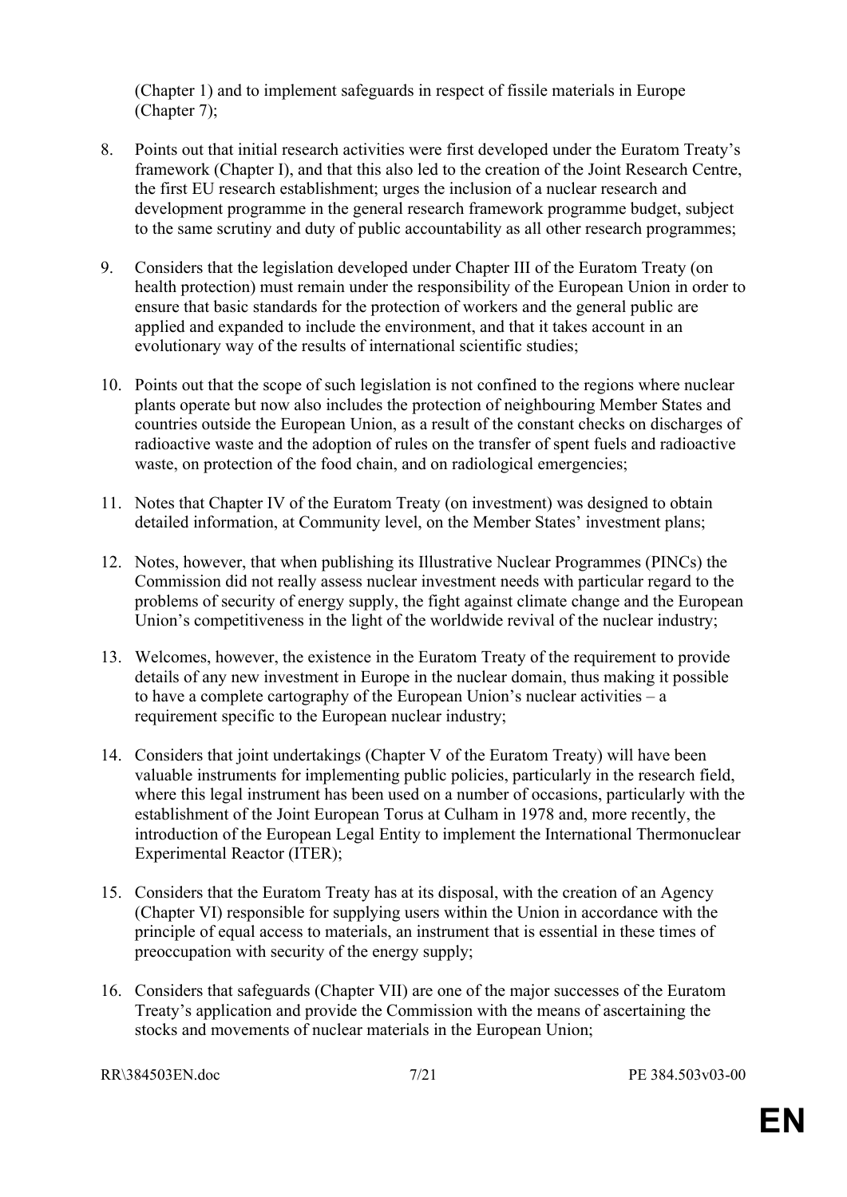(Chapter 1) and to implement safeguards in respect of fissile materials in Europe (Chapter 7);

8. Points out that initial research activities were first developed under the Euratom Treaty's framework (Chapter I), and that this also led to the creation of the Joint Research Centre, the first EU research establishment; urges the inclusion of a nuclear research and development programme in the general research framework programme budget, subject to the same scrutiny and duty of public accountability as all other research programmes;

9. Considers that the legislation developed under Chapter III of the Euratom Treaty (on health protection) must remain under the responsibility of the European Union in order to ensure that basic standards for the protection of workers and the general public are applied and expanded to include the environment, and that it takes account in an evolutionary way of the results of international scientific studies;

10. Points out that the scope of such legislation is not confined to the regions where nuclear plants operate but now also includes the protection of neighbouring Member States and countries outside the European Union, as a result of the constant checks on discharges of radioactive waste and the adoption of rules on the transfer of spent fuels and radioactive waste, on protection of the food chain, and on radiological emergencies;

11. Notes that Chapter IV of the Euratom Treaty (on investment) was designed to obtain detailed information, at Community level, on the Member States' investment plans;

12. Notes, however, that when publishing its Illustrative Nuclear Programmes (PINCs) the Commission did not really assess nuclear investment needs with particular regard to the problems of security of energy supply, the fight against climate change and the European Union's competitiveness in the light of the worldwide revival of the nuclear industry;

13. Welcomes, however, the existence in the Euratom Treaty of the requirement to provide details of any new investment in Europe in the nuclear domain, thus making it possible to have a complete cartography of the European Union's nuclear activities – a requirement specific to the European nuclear industry;

14. Considers that joint undertakings (Chapter V of the Euratom Treaty) will have been valuable instruments for implementing public policies, particularly in the research field, where this legal instrument has been used on a number of occasions, particularly with the establishment of the Joint European Torus at Culham in 1978 and, more recently, the introduction of the European Legal Entity to implement the International Thermonuclear Experimental Reactor (ITER);

15. Considers that the Euratom Treaty has at its disposal, with the creation of an Agency (Chapter VI) responsible for supplying users within the Union in accordance with the principle of equal access to materials, an instrument that is essential in these times of preoccupation with security of the energy supply;

16. Considers that safeguards (Chapter VII) are one of the major successes of the Euratom Treaty's application and provide the Commission with the means of ascertaining the stocks and movements of nuclear materials in the European Union;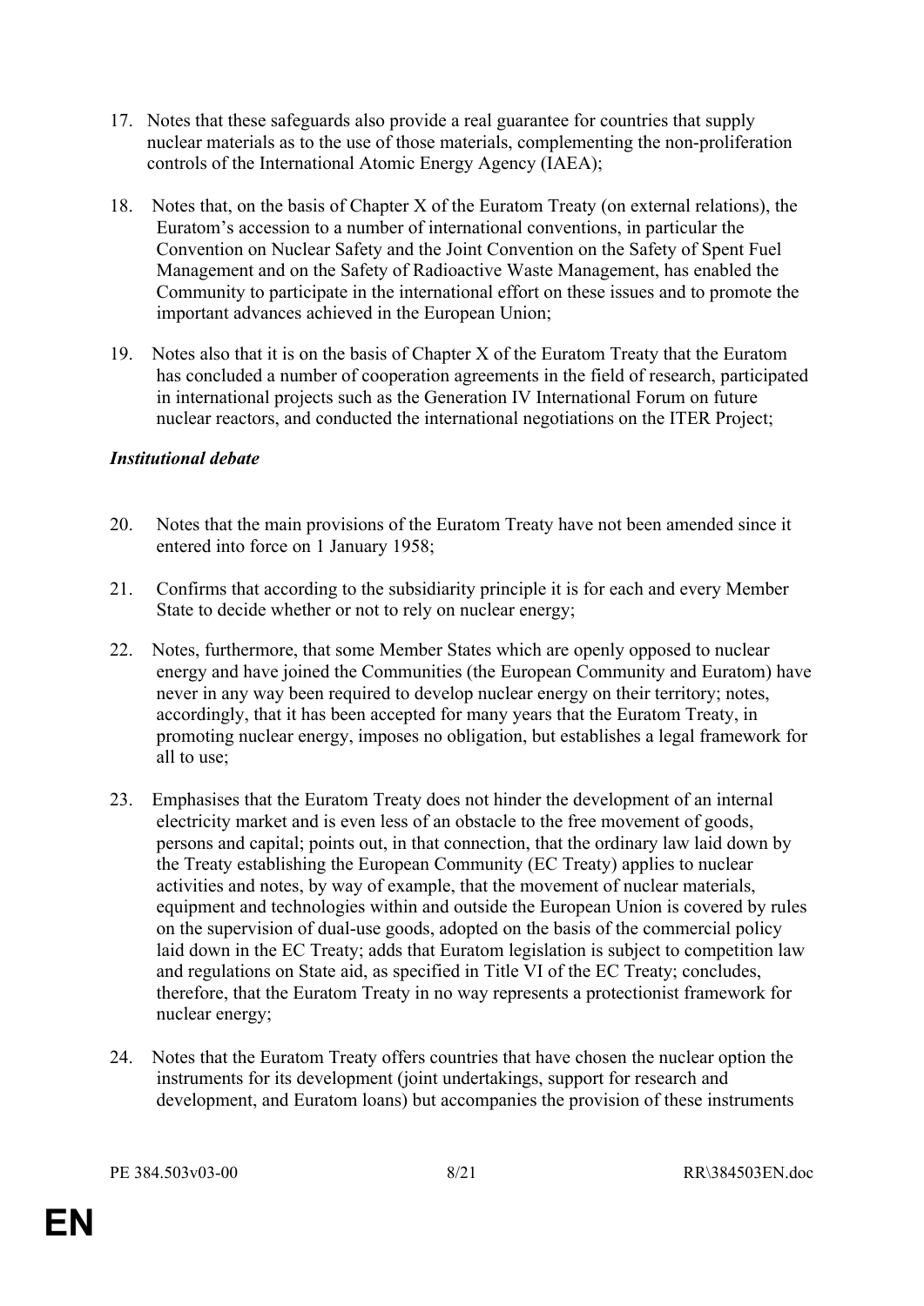17. Notes that these safeguards also provide a real guarantee for countries that supply nuclear materials as to the use of those materials, complementing the non-proliferation controls of the International Atomic Energy Agency (IAEA);

18. Notes that, on the basis of Chapter X of the Euratom Treaty (on external relations), the Euratom's accession to a number of international conventions, in particular the Convention on Nuclear Safety and the Joint Convention on the Safety of Spent Fuel Management and on the Safety of Radioactive Waste Management, has enabled the Community to participate in the international effort on these issues and to promote the important advances achieved in the European Union;

19. Notes also that it is on the basis of Chapter X of the Euratom Treaty that the Euratom has concluded a number of cooperation agreements in the field of research, participated in international projects such as the Generation IV International Forum on future nuclear reactors, and conducted the international negotiations on the ITER Project;

***Institutional debate***

20. Notes that the main provisions of the Euratom Treaty have not been amended since it entered into force on 1 January 1958;

21. Confirms that according to the subsidiarity principle it is for each and every Member State to decide whether or not to rely on nuclear energy;

22. Notes, furthermore, that some Member States which are openly opposed to nuclear energy and have joined the Communities (the European Community and Euratom) have never in any way been required to develop nuclear energy on their territory; notes, accordingly, that it has been accepted for many years that the Euratom Treaty, in promoting nuclear energy, imposes no obligation, but establishes a legal framework for all to use;

23. Emphasises that the Euratom Treaty does not hinder the development of an internal electricity market and is even less of an obstacle to the free movement of goods, persons and capital; points out, in that connection, that the ordinary law laid down by the Treaty establishing the European Community (EC Treaty) applies to nuclear activities and notes, by way of example, that the movement of nuclear materials, equipment and technologies within and outside the European Union is covered by rules on the supervision of dual-use goods, adopted on the basis of the commercial policy laid down in the EC Treaty; adds that Euratom legislation is subject to competition law and regulations on State aid, as specified in Title VI of the EC Treaty; concludes, therefore, that the Euratom Treaty in no way represents a protectionist framework for nuclear energy;

24. Notes that the Euratom Treaty offers countries that have chosen the nuclear option the instruments for its development (joint undertakings, support for research and development, and Euratom loans) but accompanies the provision of these instruments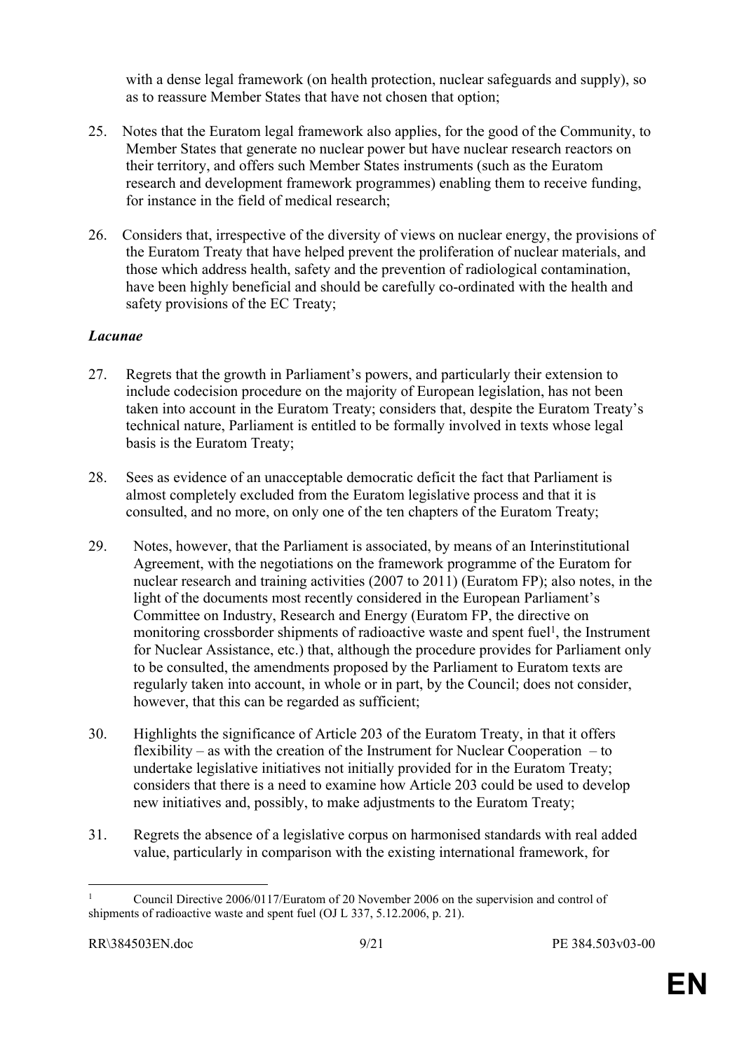with a dense legal framework (on health protection, nuclear safeguards and supply), so as to reassure Member States that have not chosen that option;

25. Notes that the Euratom legal framework also applies, for the good of the Community, to Member States that generate no nuclear power but have nuclear research reactors on their territory, and offers such Member States instruments (such as the Euratom research and development framework programmes) enabling them to receive funding, for instance in the field of medical research;

26. Considers that, irrespective of the diversity of views on nuclear energy, the provisions of the Euratom Treaty that have helped prevent the proliferation of nuclear materials, and those which address health, safety and the prevention of radiological contamination, have been highly beneficial and should be carefully co-ordinated with the health and safety provisions of the EC Treaty;

***Lacunae***

27. Regrets that the growth in Parliament's powers, and particularly their extension to include codecision procedure on the majority of European legislation, has not been taken into account in the Euratom Treaty; considers that, despite the Euratom Treaty's technical nature, Parliament is entitled to be formally involved in texts whose legal basis is the Euratom Treaty;

28. Sees as evidence of an unacceptable democratic deficit the fact that Parliament is almost completely excluded from the Euratom legislative process and that it is consulted, and no more, on only one of the ten chapters of the Euratom Treaty;

29. Notes, however, that the Parliament is associated, by means of an Interinstitutional Agreement, with the negotiations on the framework programme of the Euratom for nuclear research and training activities (2007 to 2011) (Euratom FP); also notes, in the light of the documents most recently considered in the European Parliament's Committee on Industry, Research and Energy (Euratom FP, the directive on monitoring crossborder shipments of radioactive waste and spent fuel[1], the Instrument for Nuclear Assistance, etc.) that, although the procedure provides for Parliament only to be consulted, the amendments proposed by the Parliament to Euratom texts are regularly taken into account, in whole or in part, by the Council; does not consider, however, that this can be regarded as sufficient;

30. Highlights the significance of Article 203 of the Euratom Treaty, in that it offers flexibility – as with the creation of the Instrument for Nuclear Cooperation – to undertake legislative initiatives not initially provided for in the Euratom Treaty; considers that there is a need to examine how Article 203 could be used to develop new initiatives and, possibly, to make adjustments to the Euratom Treaty;

31. Regrets the absence of a legislative corpus on harmonised standards with real added value, particularly in comparison with the existing international framework, for

---

[1] Council Directive 2006/0117/Euratom of 20 November 2006 on the supervision and control of shipments of radioactive waste and spent fuel (OJ L 337, 5.12.2006, p. 21).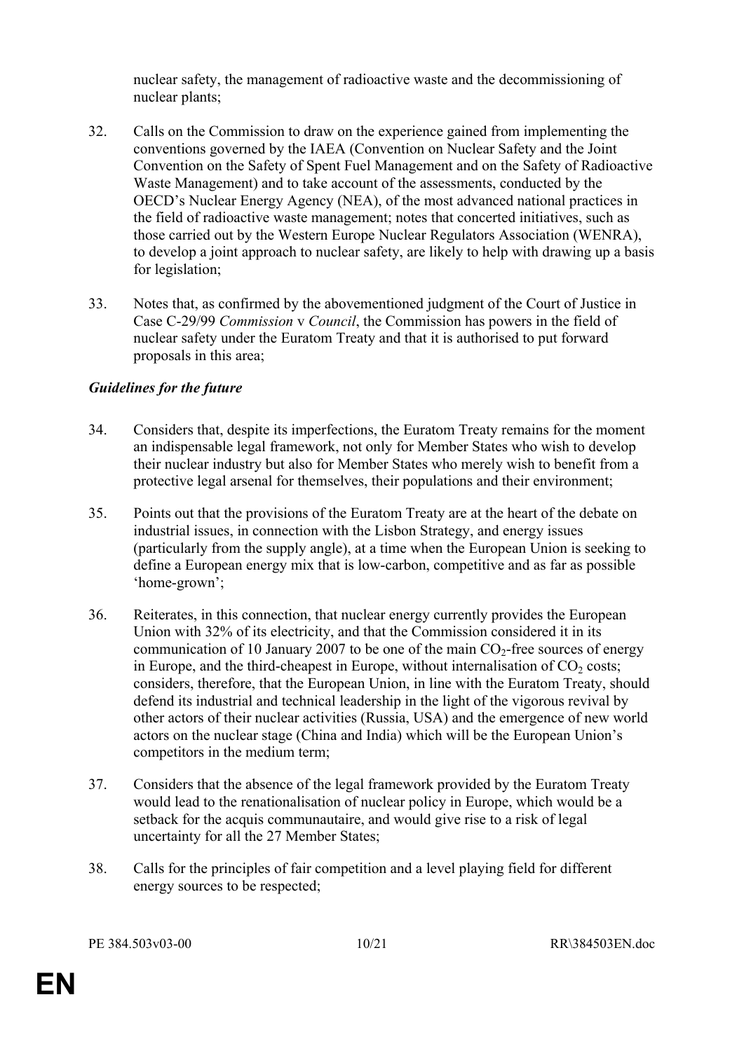nuclear safety, the management of radioactive waste and the decommissioning of nuclear plants;

32. Calls on the Commission to draw on the experience gained from implementing the conventions governed by the IAEA (Convention on Nuclear Safety and the Joint Convention on the Safety of Spent Fuel Management and on the Safety of Radioactive Waste Management) and to take account of the assessments, conducted by the OECD's Nuclear Energy Agency (NEA), of the most advanced national practices in the field of radioactive waste management; notes that concerted initiatives, such as those carried out by the Western Europe Nuclear Regulators Association (WENRA), to develop a joint approach to nuclear safety, are likely to help with drawing up a basis for legislation;

33. Notes that, as confirmed by the abovementioned judgment of the Court of Justice in Case C-29/99 *Commission* v *Council*, the Commission has powers in the field of nuclear safety under the Euratom Treaty and that it is authorised to put forward proposals in this area;

***Guidelines for the future***

34. Considers that, despite its imperfections, the Euratom Treaty remains for the moment an indispensable legal framework, not only for Member States who wish to develop their nuclear industry but also for Member States who merely wish to benefit from a protective legal arsenal for themselves, their populations and their environment;

35. Points out that the provisions of the Euratom Treaty are at the heart of the debate on industrial issues, in connection with the Lisbon Strategy, and energy issues (particularly from the supply angle), at a time when the European Union is seeking to define a European energy mix that is low-carbon, competitive and as far as possible 'home-grown';

36. Reiterates, in this connection, that nuclear energy currently provides the European Union with 32% of its electricity, and that the Commission considered it in its communication of 10 January 2007 to be one of the main $CO_2$-free sources of energy in Europe, and the third-cheapest in Europe, without internalisation of $CO_2$ costs; considers, therefore, that the European Union, in line with the Euratom Treaty, should defend its industrial and technical leadership in the light of the vigorous revival by other actors of their nuclear activities (Russia, USA) and the emergence of new world actors on the nuclear stage (China and India) which will be the European Union's competitors in the medium term;

37. Considers that the absence of the legal framework provided by the Euratom Treaty would lead to the renationalisation of nuclear policy in Europe, which would be a setback for the acquis communautaire, and would give rise to a risk of legal uncertainty for all the 27 Member States;

38. Calls for the principles of fair competition and a level playing field for different energy sources to be respected;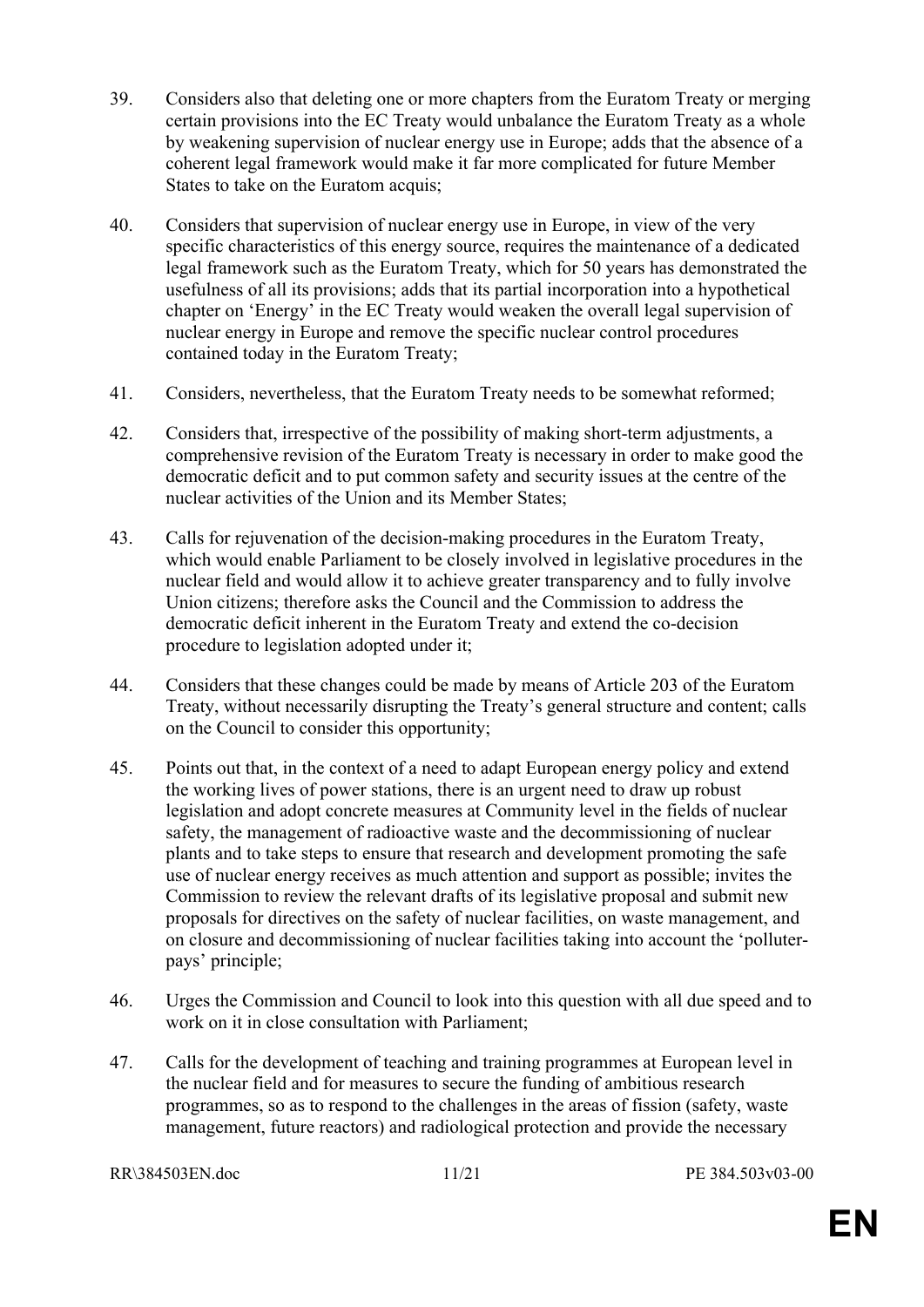39. Considers also that deleting one or more chapters from the Euratom Treaty or merging certain provisions into the EC Treaty would unbalance the Euratom Treaty as a whole by weakening supervision of nuclear energy use in Europe; adds that the absence of a coherent legal framework would make it far more complicated for future Member States to take on the Euratom acquis;

40. Considers that supervision of nuclear energy use in Europe, in view of the very specific characteristics of this energy source, requires the maintenance of a dedicated legal framework such as the Euratom Treaty, which for 50 years has demonstrated the usefulness of all its provisions; adds that its partial incorporation into a hypothetical chapter on 'Energy' in the EC Treaty would weaken the overall legal supervision of nuclear energy in Europe and remove the specific nuclear control procedures contained today in the Euratom Treaty;

41. Considers, nevertheless, that the Euratom Treaty needs to be somewhat reformed;

42. Considers that, irrespective of the possibility of making short-term adjustments, a comprehensive revision of the Euratom Treaty is necessary in order to make good the democratic deficit and to put common safety and security issues at the centre of the nuclear activities of the Union and its Member States;

43. Calls for rejuvenation of the decision-making procedures in the Euratom Treaty, which would enable Parliament to be closely involved in legislative procedures in the nuclear field and would allow it to achieve greater transparency and to fully involve Union citizens; therefore asks the Council and the Commission to address the democratic deficit inherent in the Euratom Treaty and extend the co-decision procedure to legislation adopted under it;

44. Considers that these changes could be made by means of Article 203 of the Euratom Treaty, without necessarily disrupting the Treaty's general structure and content; calls on the Council to consider this opportunity;

45. Points out that, in the context of a need to adapt European energy policy and extend the working lives of power stations, there is an urgent need to draw up robust legislation and adopt concrete measures at Community level in the fields of nuclear safety, the management of radioactive waste and the decommissioning of nuclear plants and to take steps to ensure that research and development promoting the safe use of nuclear energy receives as much attention and support as possible; invites the Commission to review the relevant drafts of its legislative proposal and submit new proposals for directives on the safety of nuclear facilities, on waste management, and on closure and decommissioning of nuclear facilities taking into account the 'polluter-pays' principle;

46. Urges the Commission and Council to look into this question with all due speed and to work on it in close consultation with Parliament;

47. Calls for the development of teaching and training programmes at European level in the nuclear field and for measures to secure the funding of ambitious research programmes, so as to respond to the challenges in the areas of fission (safety, waste management, future reactors) and radiological protection and provide the necessary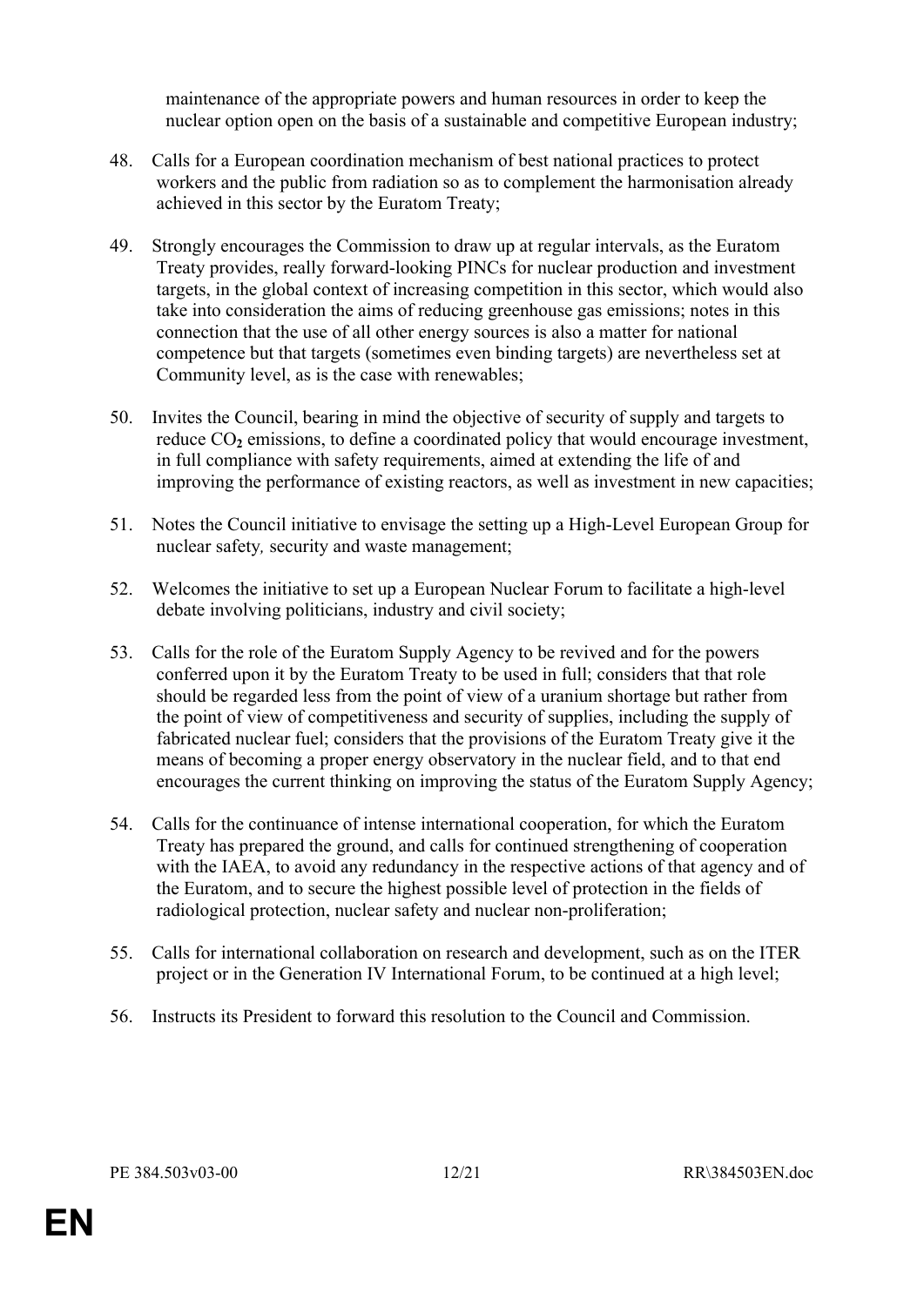maintenance of the appropriate powers and human resources in order to keep the nuclear option open on the basis of a sustainable and competitive European industry;

48. Calls for a European coordination mechanism of best national practices to protect workers and the public from radiation so as to complement the harmonisation already achieved in this sector by the Euratom Treaty;

49. Strongly encourages the Commission to draw up at regular intervals, as the Euratom Treaty provides, really forward-looking PINCs for nuclear production and investment targets, in the global context of increasing competition in this sector, which would also take into consideration the aims of reducing greenhouse gas emissions; notes in this connection that the use of all other energy sources is also a matter for national competence but that targets (sometimes even binding targets) are nevertheless set at Community level, as is the case with renewables;

50. Invites the Council, bearing in mind the objective of security of supply and targets to reduce $CO_2$ emissions, to define a coordinated policy that would encourage investment, in full compliance with safety requirements, aimed at extending the life of and improving the performance of existing reactors, as well as investment in new capacities;

51. Notes the Council initiative to envisage the setting up a High-Level European Group for nuclear safety, security and waste management;

52. Welcomes the initiative to set up a European Nuclear Forum to facilitate a high-level debate involving politicians, industry and civil society;

53. Calls for the role of the Euratom Supply Agency to be revived and for the powers conferred upon it by the Euratom Treaty to be used in full; considers that that role should be regarded less from the point of view of a uranium shortage but rather from the point of view of competitiveness and security of supplies, including the supply of fabricated nuclear fuel; considers that the provisions of the Euratom Treaty give it the means of becoming a proper energy observatory in the nuclear field, and to that end encourages the current thinking on improving the status of the Euratom Supply Agency;

54. Calls for the continuance of intense international cooperation, for which the Euratom Treaty has prepared the ground, and calls for continued strengthening of cooperation with the IAEA, to avoid any redundancy in the respective actions of that agency and of the Euratom, and to secure the highest possible level of protection in the fields of radiological protection, nuclear safety and nuclear non-proliferation;

55. Calls for international collaboration on research and development, such as on the ITER project or in the Generation IV International Forum, to be continued at a high level;

56. Instructs its President to forward this resolution to the Council and Commission.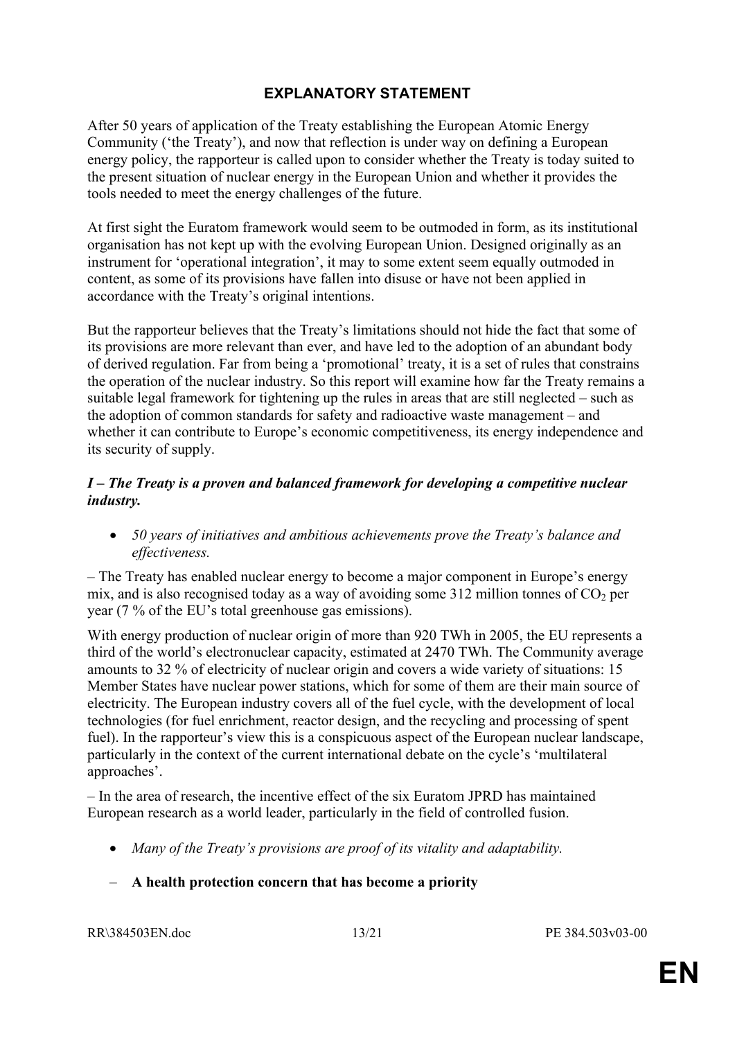## EXPLANATORY STATEMENT

After 50 years of application of the Treaty establishing the European Atomic Energy Community ('the Treaty'), and now that reflection is under way on defining a European energy policy, the rapporteur is called upon to consider whether the Treaty is today suited to the present situation of nuclear energy in the European Union and whether it provides the tools needed to meet the energy challenges of the future.

At first sight the Euratom framework would seem to be outmoded in form, as its institutional organisation has not kept up with the evolving European Union. Designed originally as an instrument for 'operational integration', it may to some extent seem equally outmoded in content, as some of its provisions have fallen into disuse or have not been applied in accordance with the Treaty's original intentions.

But the rapporteur believes that the Treaty's limitations should not hide the fact that some of its provisions are more relevant than ever, and have led to the adoption of an abundant body of derived regulation. Far from being a 'promotional' treaty, it is a set of rules that constrains the operation of the nuclear industry. So this report will examine how far the Treaty remains a suitable legal framework for tightening up the rules in areas that are still neglected – such as the adoption of common standards for safety and radioactive waste management – and whether it can contribute to Europe's economic competitiveness, its energy independence and its security of supply.

### *I – The Treaty is a proven and balanced framework for developing a competitive nuclear industry.*

- *50 years of initiatives and ambitious achievements prove the Treaty's balance and effectiveness.*

– The Treaty has enabled nuclear energy to become a major component in Europe's energy mix, and is also recognised today as a way of avoiding some 312 million tonnes of $CO_2$ per year (7 % of the EU's total greenhouse gas emissions).

With energy production of nuclear origin of more than 920 TWh in 2005, the EU represents a third of the world's electronuclear capacity, estimated at 2470 TWh. The Community average amounts to 32 % of electricity of nuclear origin and covers a wide variety of situations: 15 Member States have nuclear power stations, which for some of them are their main source of electricity. The European industry covers all of the fuel cycle, with the development of local technologies (for fuel enrichment, reactor design, and the recycling and processing of spent fuel). In the rapporteur's view this is a conspicuous aspect of the European nuclear landscape, particularly in the context of the current international debate on the cycle's 'multilateral approaches'.

– In the area of research, the incentive effect of the six Euratom JPRD has maintained European research as a world leader, particularly in the field of controlled fusion.

- *Many of the Treaty's provisions are proof of its vitality and adaptability.*

– **A health protection concern that has become a priority**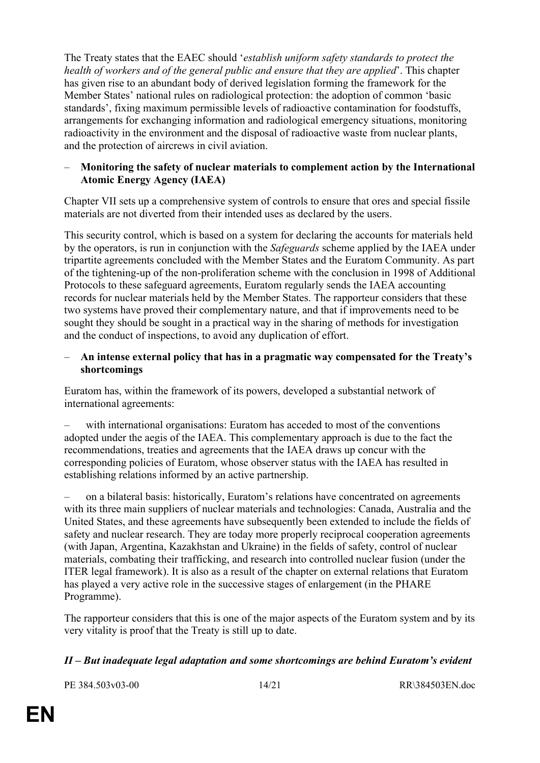The Treaty states that the EAEC should '*establish uniform safety standards to protect the health of workers and of the general public and ensure that they are applied*'. This chapter has given rise to an abundant body of derived legislation forming the framework for the Member States' national rules on radiological protection: the adoption of common 'basic standards', fixing maximum permissible levels of radioactive contamination for foodstuffs, arrangements for exchanging information and radiological emergency situations, monitoring radioactivity in the environment and the disposal of radioactive waste from nuclear plants, and the protection of aircrews in civil aviation.

– **Monitoring the safety of nuclear materials to complement action by the International Atomic Energy Agency (IAEA)**

Chapter VII sets up a comprehensive system of controls to ensure that ores and special fissile materials are not diverted from their intended uses as declared by the users.

This security control, which is based on a system for declaring the accounts for materials held by the operators, is run in conjunction with the *Safeguards* scheme applied by the IAEA under tripartite agreements concluded with the Member States and the Euratom Community. As part of the tightening-up of the non-proliferation scheme with the conclusion in 1998 of Additional Protocols to these safeguard agreements, Euratom regularly sends the IAEA accounting records for nuclear materials held by the Member States. The rapporteur considers that these two systems have proved their complementary nature, and that if improvements need to be sought they should be sought in a practical way in the sharing of methods for investigation and the conduct of inspections, to avoid any duplication of effort.

– **An intense external policy that has in a pragmatic way compensated for the Treaty's shortcomings**

Euratom has, within the framework of its powers, developed a substantial network of international agreements:

– with international organisations: Euratom has acceded to most of the conventions adopted under the aegis of the IAEA. This complementary approach is due to the fact the recommendations, treaties and agreements that the IAEA draws up concur with the corresponding policies of Euratom, whose observer status with the IAEA has resulted in establishing relations informed by an active partnership.

– on a bilateral basis: historically, Euratom's relations have concentrated on agreements with its three main suppliers of nuclear materials and technologies: Canada, Australia and the United States, and these agreements have subsequently been extended to include the fields of safety and nuclear research. They are today more properly reciprocal cooperation agreements (with Japan, Argentina, Kazakhstan and Ukraine) in the fields of safety, control of nuclear materials, combating their trafficking, and research into controlled nuclear fusion (under the ITER legal framework). It is also as a result of the chapter on external relations that Euratom has played a very active role in the successive stages of enlargement (in the PHARE Programme).

The rapporteur considers that this is one of the major aspects of the Euratom system and by its very vitality is proof that the Treaty is still up to date.

***II – But inadequate legal adaptation and some shortcomings are behind Euratom's evident***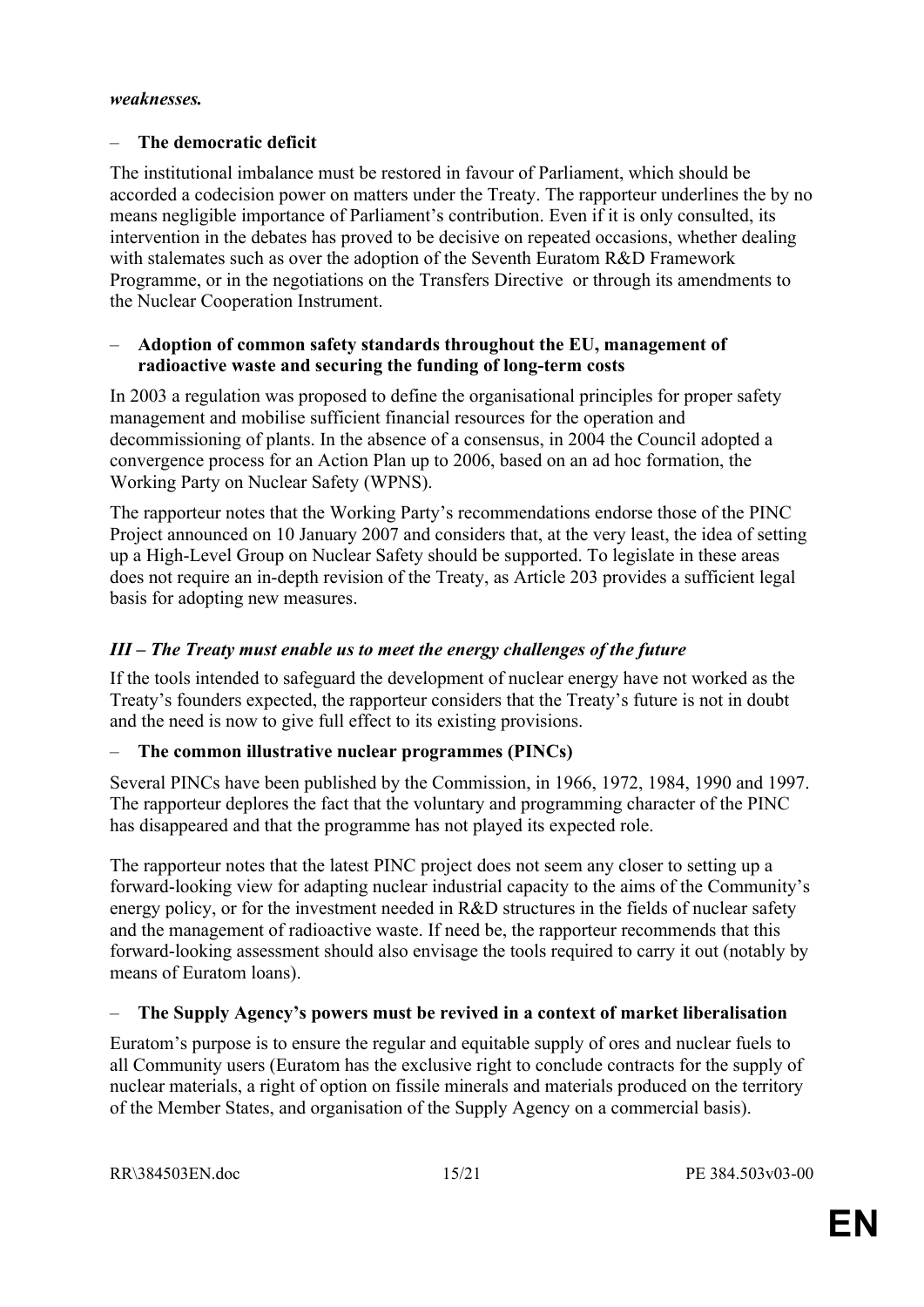***weaknesses.***

– **The democratic deficit**

The institutional imbalance must be restored in favour of Parliament, which should be accorded a codecision power on matters under the Treaty. The rapporteur underlines the by no means negligible importance of Parliament's contribution. Even if it is only consulted, its intervention in the debates has proved to be decisive on repeated occasions, whether dealing with stalemates such as over the adoption of the Seventh Euratom R&D Framework Programme, or in the negotiations on the Transfers Directive or through its amendments to the Nuclear Cooperation Instrument.

– **Adoption of common safety standards throughout the EU, management of radioactive waste and securing the funding of long-term costs**

In 2003 a regulation was proposed to define the organisational principles for proper safety management and mobilise sufficient financial resources for the operation and decommissioning of plants. In the absence of a consensus, in 2004 the Council adopted a convergence process for an Action Plan up to 2006, based on an ad hoc formation, the Working Party on Nuclear Safety (WPNS).

The rapporteur notes that the Working Party's recommendations endorse those of the PINC Project announced on 10 January 2007 and considers that, at the very least, the idea of setting up a High-Level Group on Nuclear Safety should be supported. To legislate in these areas does not require an in-depth revision of the Treaty, as Article 203 provides a sufficient legal basis for adopting new measures.

### *III – The Treaty must enable us to meet the energy challenges of the future*

If the tools intended to safeguard the development of nuclear energy have not worked as the Treaty's founders expected, the rapporteur considers that the Treaty's future is not in doubt and the need is now to give full effect to its existing provisions.

– **The common illustrative nuclear programmes (PINCs)**

Several PINCs have been published by the Commission, in 1966, 1972, 1984, 1990 and 1997. The rapporteur deplores the fact that the voluntary and programming character of the PINC has disappeared and that the programme has not played its expected role.

The rapporteur notes that the latest PINC project does not seem any closer to setting up a forward-looking view for adapting nuclear industrial capacity to the aims of the Community's energy policy, or for the investment needed in R&D structures in the fields of nuclear safety and the management of radioactive waste. If need be, the rapporteur recommends that this forward-looking assessment should also envisage the tools required to carry it out (notably by means of Euratom loans).

– **The Supply Agency's powers must be revived in a context of market liberalisation**

Euratom's purpose is to ensure the regular and equitable supply of ores and nuclear fuels to all Community users (Euratom has the exclusive right to conclude contracts for the supply of nuclear materials, a right of option on fissile minerals and materials produced on the territory of the Member States, and organisation of the Supply Agency on a commercial basis).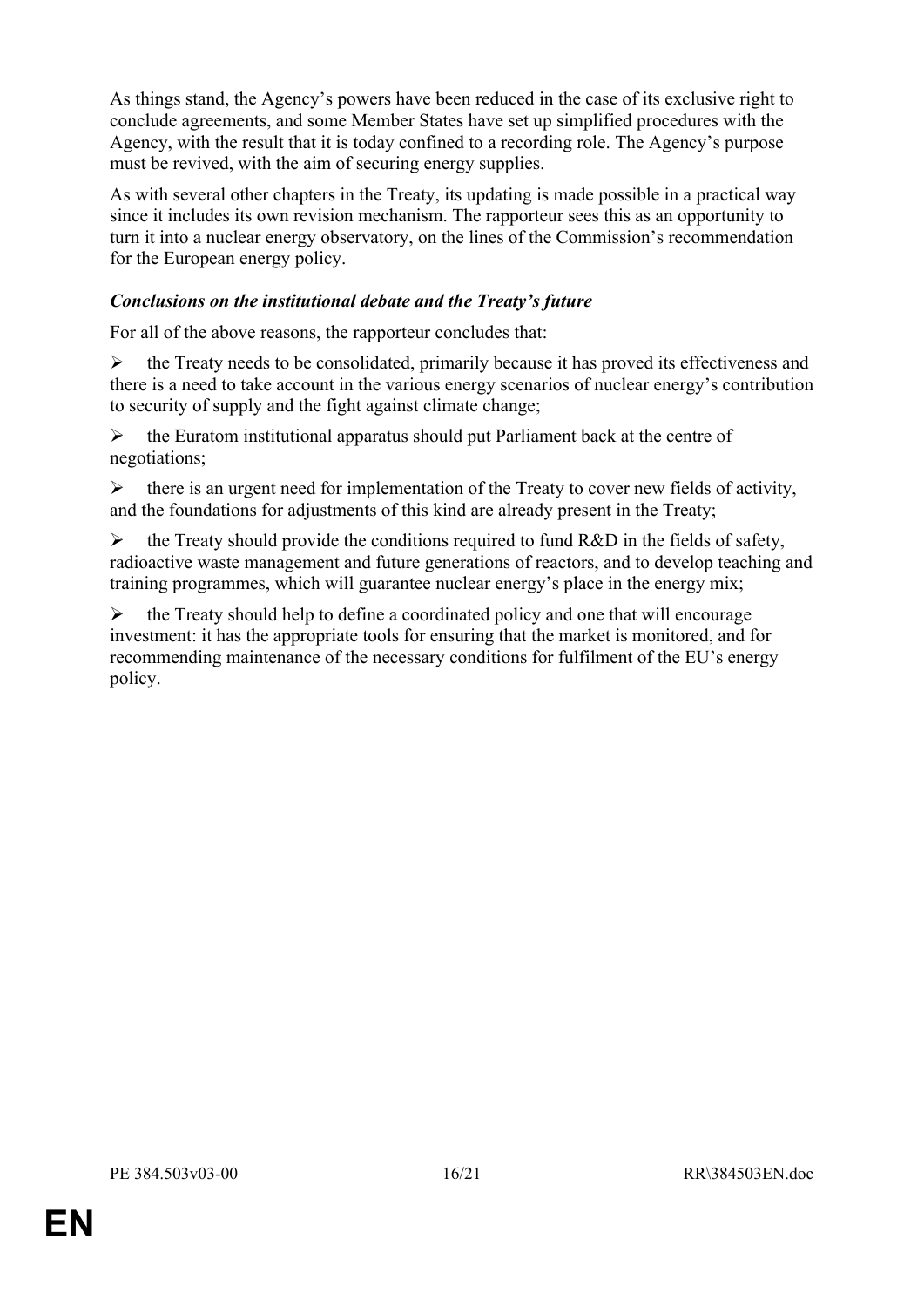As things stand, the Agency's powers have been reduced in the case of its exclusive right to conclude agreements, and some Member States have set up simplified procedures with the Agency, with the result that it is today confined to a recording role. The Agency's purpose must be revived, with the aim of securing energy supplies.

As with several other chapters in the Treaty, its updating is made possible in a practical way since it includes its own revision mechanism. The rapporteur sees this as an opportunity to turn it into a nuclear energy observatory, on the lines of the Commission's recommendation for the European energy policy.

***Conclusions on the institutional debate and the Treaty's future***

For all of the above reasons, the rapporteur concludes that:

- the Treaty needs to be consolidated, primarily because it has proved its effectiveness and there is a need to take account in the various energy scenarios of nuclear energy's contribution to security of supply and the fight against climate change;
- the Euratom institutional apparatus should put Parliament back at the centre of negotiations;
- there is an urgent need for implementation of the Treaty to cover new fields of activity, and the foundations for adjustments of this kind are already present in the Treaty;
- the Treaty should provide the conditions required to fund R&D in the fields of safety, radioactive waste management and future generations of reactors, and to develop teaching and training programmes, which will guarantee nuclear energy's place in the energy mix;
- the Treaty should help to define a coordinated policy and one that will encourage investment: it has the appropriate tools for ensuring that the market is monitored, and for recommending maintenance of the necessary conditions for fulfilment of the EU's energy policy.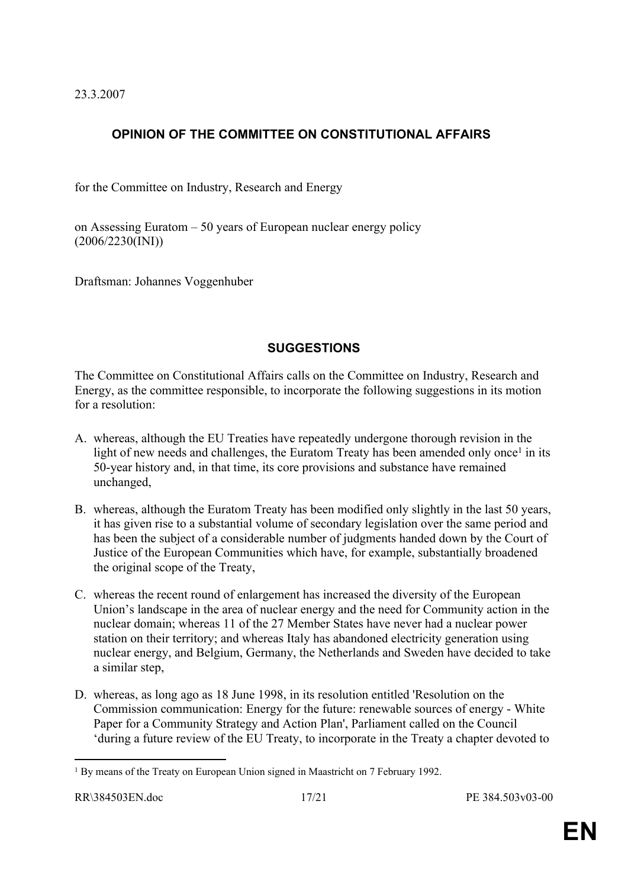23.3.2007

## OPINION OF THE COMMITTEE ON CONSTITUTIONAL AFFAIRS

for the Committee on Industry, Research and Energy

on Assessing Euratom – 50 years of European nuclear energy policy
(2006/2230(INI))

Draftsman: Johannes Voggenhuber

## SUGGESTIONS

The Committee on Constitutional Affairs calls on the Committee on Industry, Research and Energy, as the committee responsible, to incorporate the following suggestions in its motion for a resolution:

A. whereas, although the EU Treaties have repeatedly undergone thorough revision in the light of new needs and challenges, the Euratom Treaty has been amended only once[1] in its 50-year history and, in that time, its core provisions and substance have remained unchanged,

B. whereas, although the Euratom Treaty has been modified only slightly in the last 50 years, it has given rise to a substantial volume of secondary legislation over the same period and has been the subject of a considerable number of judgments handed down by the Court of Justice of the European Communities which have, for example, substantially broadened the original scope of the Treaty,

C. whereas the recent round of enlargement has increased the diversity of the European Union's landscape in the area of nuclear energy and the need for Community action in the nuclear domain; whereas 11 of the 27 Member States have never had a nuclear power station on their territory; and whereas Italy has abandoned electricity generation using nuclear energy, and Belgium, Germany, the Netherlands and Sweden have decided to take a similar step,

D. whereas, as long ago as 18 June 1998, in its resolution entitled 'Resolution on the Commission communication: Energy for the future: renewable sources of energy - White Paper for a Community Strategy and Action Plan', Parliament called on the Council 'during a future review of the EU Treaty, to incorporate in the Treaty a chapter devoted to

---

[1] By means of the Treaty on European Union signed in Maastricht on 7 February 1992.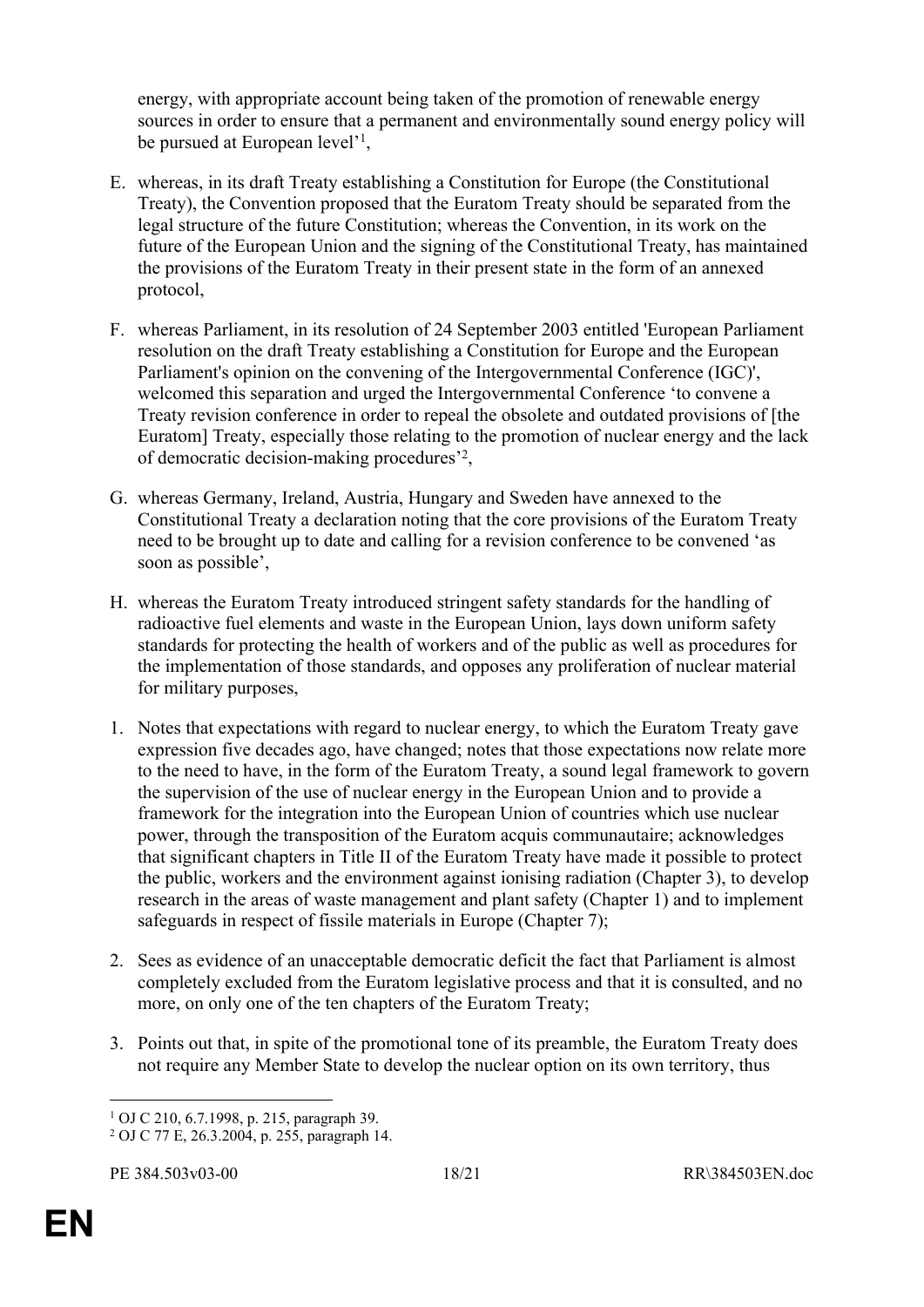energy, with appropriate account being taken of the promotion of renewable energy sources in order to ensure that a permanent and environmentally sound energy policy will be pursued at European level'[1],

E. whereas, in its draft Treaty establishing a Constitution for Europe (the Constitutional Treaty), the Convention proposed that the Euratom Treaty should be separated from the legal structure of the future Constitution; whereas the Convention, in its work on the future of the European Union and the signing of the Constitutional Treaty, has maintained the provisions of the Euratom Treaty in their present state in the form of an annexed protocol,

F. whereas Parliament, in its resolution of 24 September 2003 entitled 'European Parliament resolution on the draft Treaty establishing a Constitution for Europe and the European Parliament's opinion on the convening of the Intergovernmental Conference (IGC)', welcomed this separation and urged the Intergovernmental Conference 'to convene a Treaty revision conference in order to repeal the obsolete and outdated provisions of [the Euratom] Treaty, especially those relating to the promotion of nuclear energy and the lack of democratic decision-making procedures'[2],

G. whereas Germany, Ireland, Austria, Hungary and Sweden have annexed to the Constitutional Treaty a declaration noting that the core provisions of the Euratom Treaty need to be brought up to date and calling for a revision conference to be convened 'as soon as possible',

H. whereas the Euratom Treaty introduced stringent safety standards for the handling of radioactive fuel elements and waste in the European Union, lays down uniform safety standards for protecting the health of workers and of the public as well as procedures for the implementation of those standards, and opposes any proliferation of nuclear material for military purposes,

1. Notes that expectations with regard to nuclear energy, to which the Euratom Treaty gave expression five decades ago, have changed; notes that those expectations now relate more to the need to have, in the form of the Euratom Treaty, a sound legal framework to govern the supervision of the use of nuclear energy in the European Union and to provide a framework for the integration into the European Union of countries which use nuclear power, through the transposition of the Euratom acquis communautaire; acknowledges that significant chapters in Title II of the Euratom Treaty have made it possible to protect the public, workers and the environment against ionising radiation (Chapter 3), to develop research in the areas of waste management and plant safety (Chapter 1) and to implement safeguards in respect of fissile materials in Europe (Chapter 7);

2. Sees as evidence of an unacceptable democratic deficit the fact that Parliament is almost completely excluded from the Euratom legislative process and that it is consulted, and no more, on only one of the ten chapters of the Euratom Treaty;

3. Points out that, in spite of the promotional tone of its preamble, the Euratom Treaty does not require any Member State to develop the nuclear option on its own territory, thus

---

[1] OJ C 210, 6.7.1998, p. 215, paragraph 39.

[2] OJ C 77 E, 26.3.2004, p. 255, paragraph 14.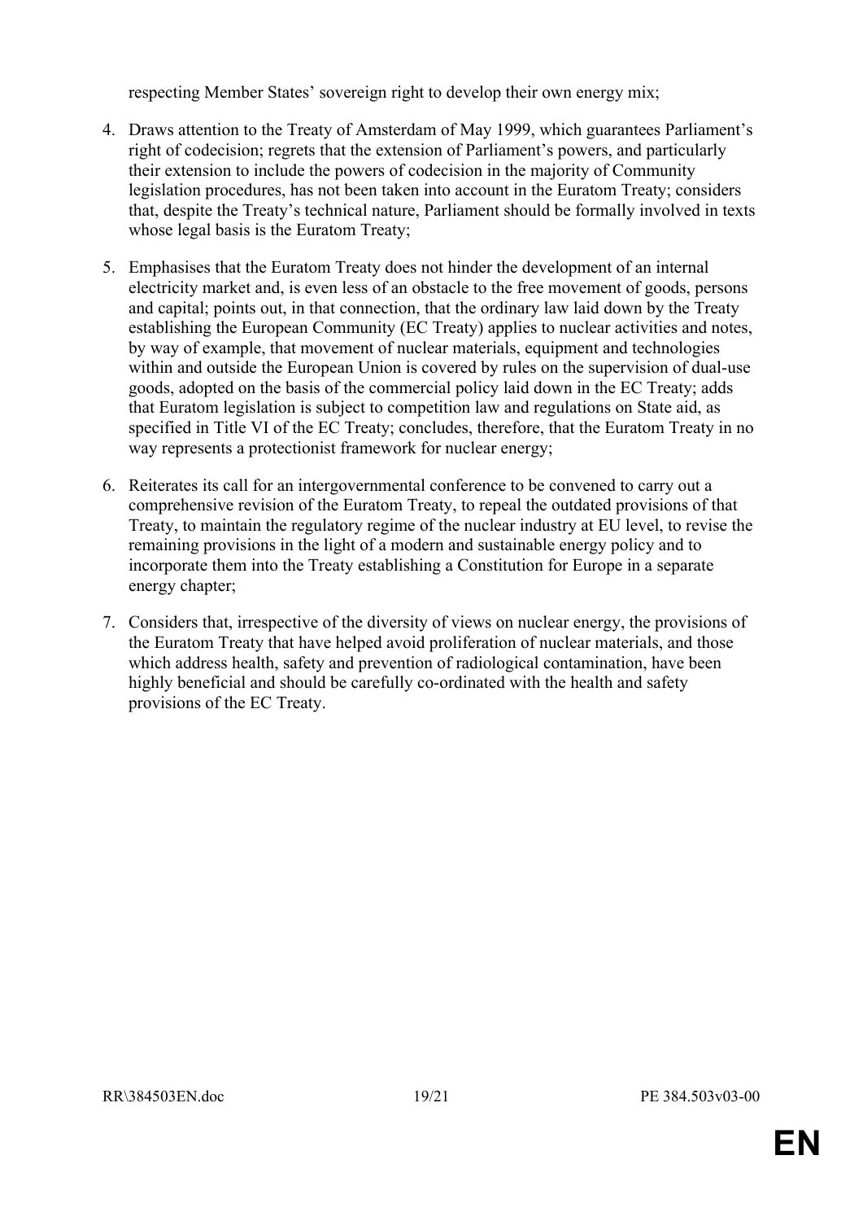respecting Member States' sovereign right to develop their own energy mix;

4. Draws attention to the Treaty of Amsterdam of May 1999, which guarantees Parliament's right of codecision; regrets that the extension of Parliament's powers, and particularly their extension to include the powers of codecision in the majority of Community legislation procedures, has not been taken into account in the Euratom Treaty; considers that, despite the Treaty's technical nature, Parliament should be formally involved in texts whose legal basis is the Euratom Treaty;

5. Emphasises that the Euratom Treaty does not hinder the development of an internal electricity market and, is even less of an obstacle to the free movement of goods, persons and capital; points out, in that connection, that the ordinary law laid down by the Treaty establishing the European Community (EC Treaty) applies to nuclear activities and notes, by way of example, that movement of nuclear materials, equipment and technologies within and outside the European Union is covered by rules on the supervision of dual-use goods, adopted on the basis of the commercial policy laid down in the EC Treaty; adds that Euratom legislation is subject to competition law and regulations on State aid, as specified in Title VI of the EC Treaty; concludes, therefore, that the Euratom Treaty in no way represents a protectionist framework for nuclear energy;

6. Reiterates its call for an intergovernmental conference to be convened to carry out a comprehensive revision of the Euratom Treaty, to repeal the outdated provisions of that Treaty, to maintain the regulatory regime of the nuclear industry at EU level, to revise the remaining provisions in the light of a modern and sustainable energy policy and to incorporate them into the Treaty establishing a Constitution for Europe in a separate energy chapter;

7. Considers that, irrespective of the diversity of views on nuclear energy, the provisions of the Euratom Treaty that have helped avoid proliferation of nuclear materials, and those which address health, safety and prevention of radiological contamination, have been highly beneficial and should be carefully co-ordinated with the health and safety provisions of the EC Treaty.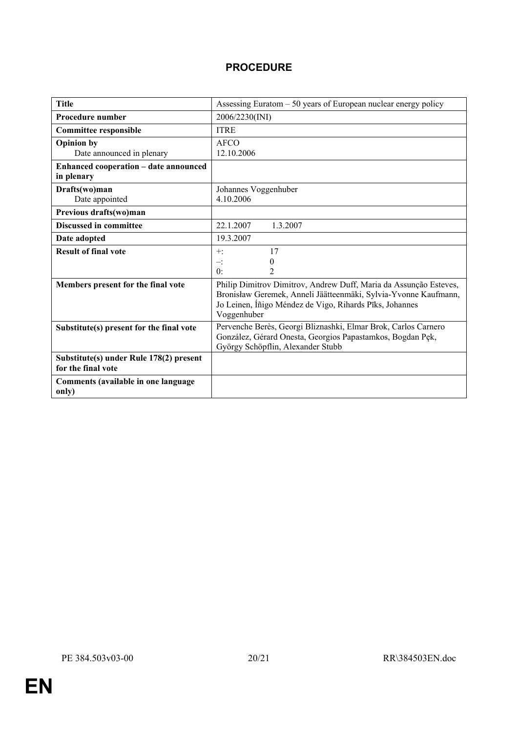## PROCEDURE

| Title | Assessing Euratom – 50 years of European nuclear energy policy |
|---|---|
| **Procedure number** | 2006/2230(INI) |
| **Committee responsible** | ITRE |
| **Opinion by**<br>Date announced in plenary | AFCO<br>12.10.2006 |
| **Enhanced cooperation – date announced in plenary** | |
| **Drafts(wo)man**<br>Date appointed | Johannes Voggenhuber<br>4.10.2006 |
| **Previous drafts(wo)man** | |
| **Discussed in committee** | 22.1.2007 1.3.2007 |
| **Date adopted** | 19.3.2007 |
| **Result of final vote** | +: 17<br>–: 0<br>0: 2 |
| **Members present for the final vote** | Philip Dimitrov Dimitrov, Andrew Duff, Maria da Assunção Esteves, Bronisław Geremek, Anneli Jäätteenmäki, Sylvia-Yvonne Kaufmann, Jo Leinen, Íñigo Méndez de Vigo, Rihards Pīks, Johannes Voggenhuber |
| **Substitute(s) present for the final vote** | Pervenche Berès, Georgi Bliznashki, Elmar Brok, Carlos Carnero González, Gérard Onesta, Georgios Papastamkos, Bogdan Pęk, György Schöpflin, Alexander Stubb |
| **Substitute(s) under Rule 178(2) present for the final vote** | |
| **Comments (available in one language only)** | |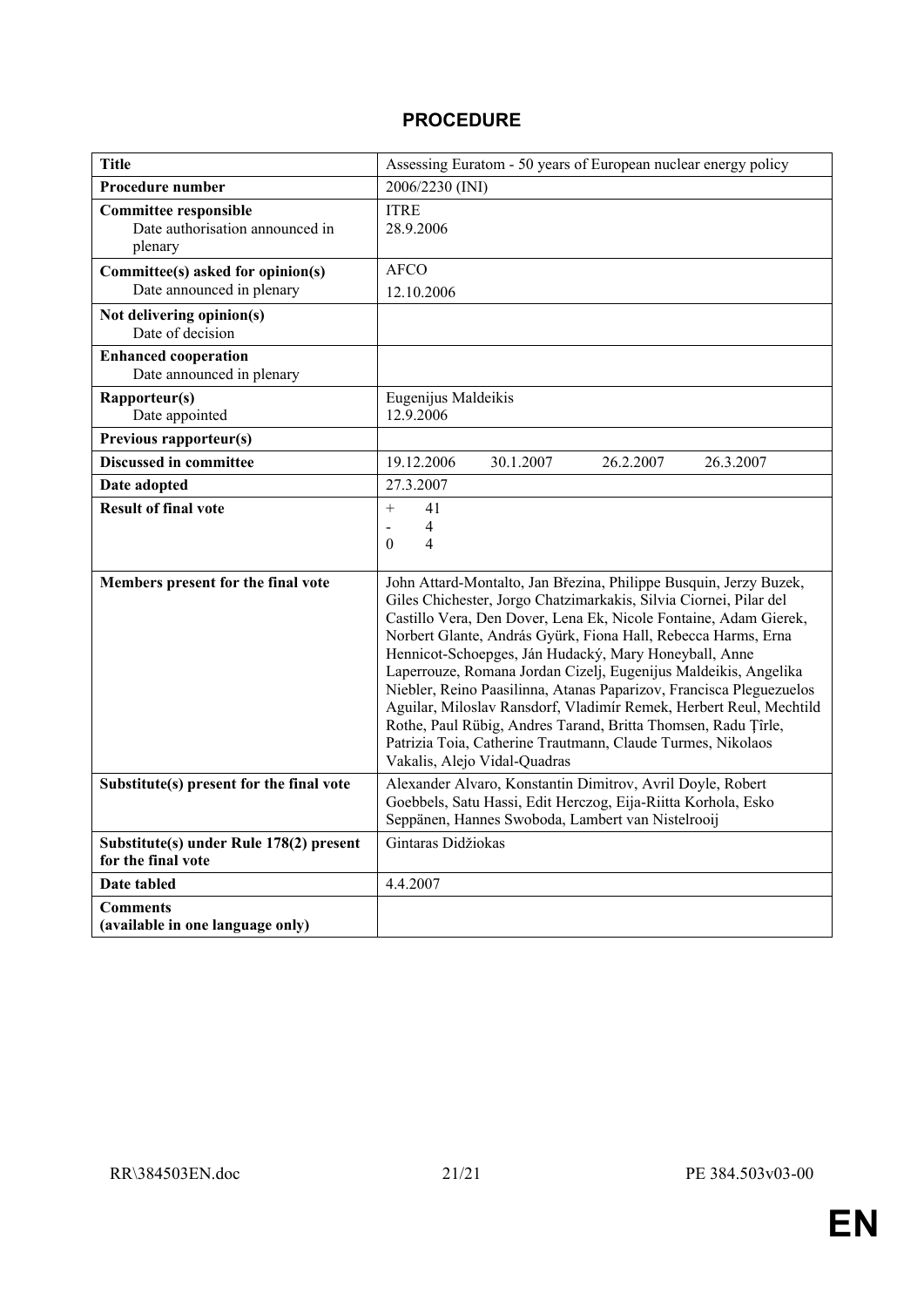## PROCEDURE

| | |
|---|---|
| **Title** | Assessing Euratom - 50 years of European nuclear energy policy |
| **Procedure number** | 2006/2230 (INI) |
| **Committee responsible**<br>Date authorisation announced in plenary | ITRE<br>28.9.2006 |
| **Committee(s) asked for opinion(s)**<br>Date announced in plenary | AFCO<br>12.10.2006 |
| **Not delivering opinion(s)**<br>Date of decision | |
| **Enhanced cooperation**<br>Date announced in plenary | |
| **Rapporteur(s)**<br>Date appointed | Eugenijus Maldeikis<br>12.9.2006 |
| **Previous rapporteur(s)** | |
| **Discussed in committee** | 19.12.2006 30.1.2007 26.2.2007 26.3.2007 |
| **Date adopted** | 27.3.2007 |
| **Result of final vote** | + 41<br>- 4<br>0 4 |
| **Members present for the final vote** | John Attard-Montalto, Jan Březina, Philippe Busquin, Jerzy Buzek, Giles Chichester, Jorgo Chatzimarkakis, Silvia Ciornei, Pilar del Castillo Vera, Den Dover, Lena Ek, Nicole Fontaine, Adam Gierek, Norbert Glante, András Gyürk, Fiona Hall, Rebecca Harms, Erna Hennicot-Schoepges, Ján Hudacký, Mary Honeyball, Anne Laperrouze, Romana Jordan Cizelj, Eugenijus Maldeikis, Angelika Niebler, Reino Paasilinna, Atanas Paparizov, Francisca Pleguezuelos Aguilar, Miloslav Ransdorf, Vladimír Remek, Herbert Reul, Mechtild Rothe, Paul Rübig, Andres Tarand, Britta Thomsen, Radu Ţîrle, Patrizia Toia, Catherine Trautmann, Claude Turmes, Nikolaos Vakalis, Alejo Vidal-Quadras |
| **Substitute(s) present for the final vote** | Alexander Alvaro, Konstantin Dimitrov, Avril Doyle, Robert Goebbels, Satu Hassi, Edit Herczog, Eija-Riitta Korhola, Esko Seppänen, Hannes Swoboda, Lambert van Nistelrooij |
| **Substitute(s) under Rule 178(2) present for the final vote** | Gintaras Didžiokas |
| **Date tabled** | 4.4.2007 |
| **Comments**<br>**(available in one language only)** | |